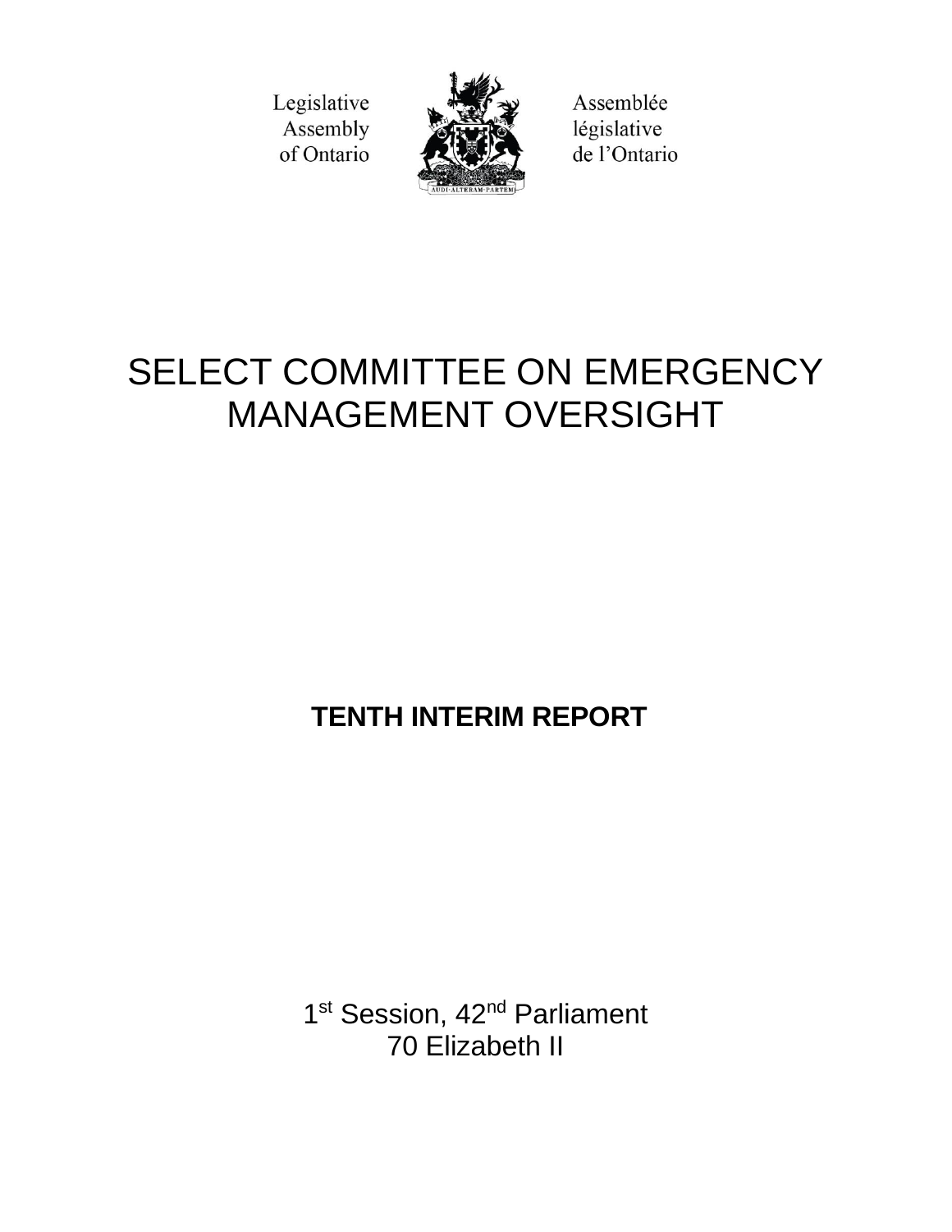Legislative Assembly of Ontario

Assemblée législative de l'Ontario

AUDI·ALTERAM·PARTEM

# SELECT COMMITTEE ON EMERGENCY MANAGEMENT OVERSIGHT

## TENTH INTERIM REPORT

1st Session, 42nd Parliament
70 Elizabeth II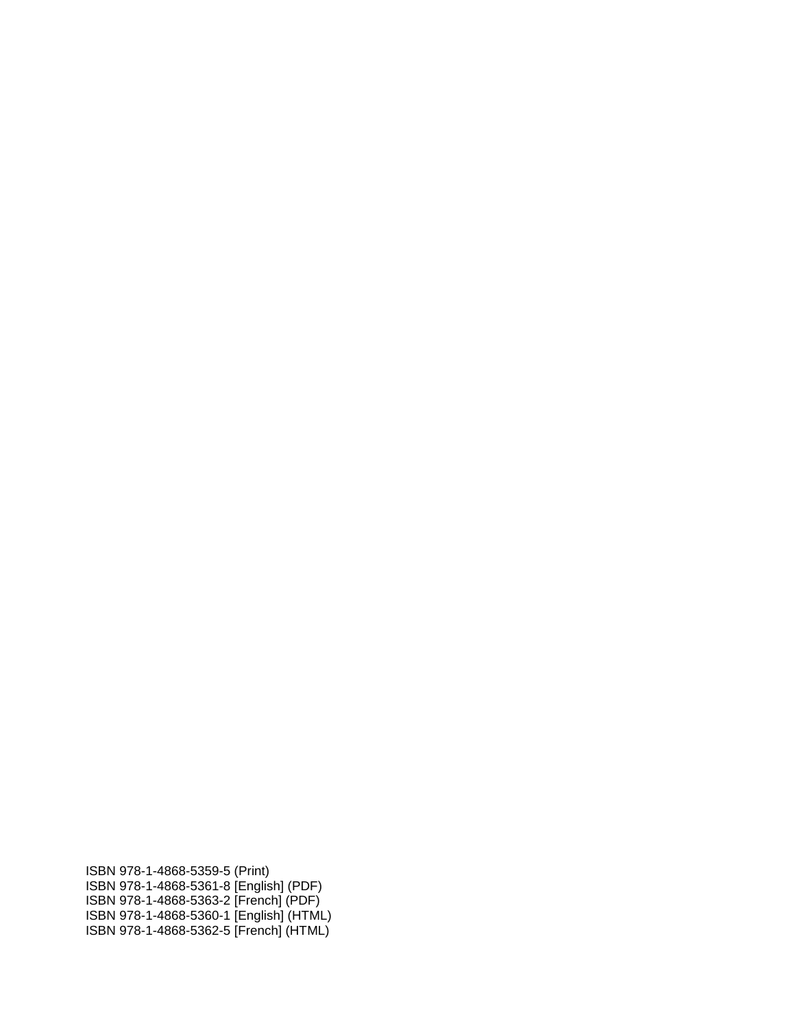ISBN 978-1-4868-5359-5 (Print)
ISBN 978-1-4868-5361-8 [English] (PDF)
ISBN 978-1-4868-5363-2 [French] (PDF)
ISBN 978-1-4868-5360-1 [English] (HTML)
ISBN 978-1-4868-5362-5 [French] (HTML)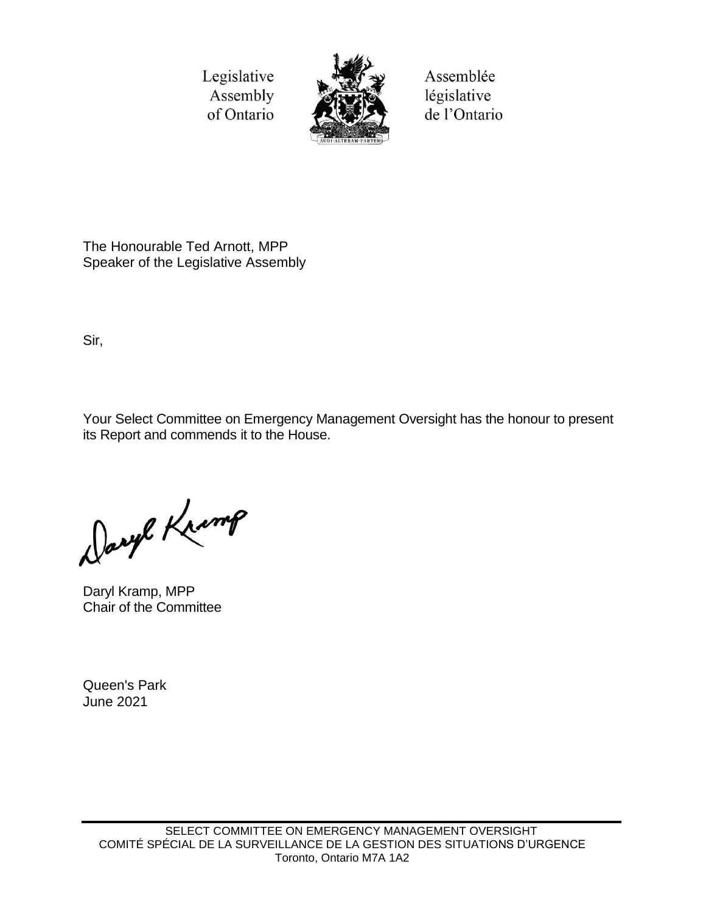Legislative Assembly of Ontario

Assemblée législative de l'Ontario

The Honourable Ted Arnott, MPP
Speaker of the Legislative Assembly

Sir,

Your Select Committee on Emergency Management Oversight has the honour to present its Report and commends it to the House.

Daryl Kramp, MPP
Chair of the Committee

Queen's Park
June 2021

SELECT COMMITTEE ON EMERGENCY MANAGEMENT OVERSIGHT
COMITÉ SPÉCIAL DE LA SURVEILLANCE DE LA GESTION DES SITUATIONS D'URGENCE
Toronto, Ontario M7A 1A2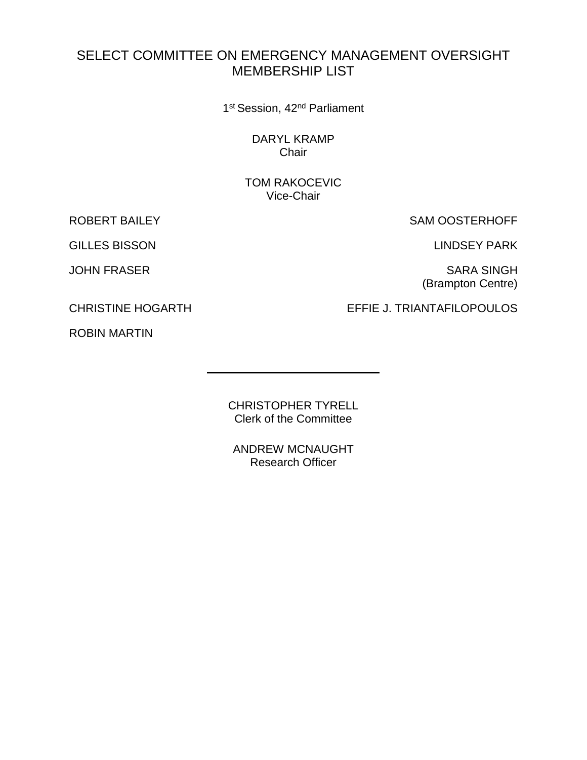# SELECT COMMITTEE ON EMERGENCY MANAGEMENT OVERSIGHT MEMBERSHIP LIST

1st Session, 42nd Parliament

DARYL KRAMP
Chair

TOM RAKOCEVIC
Vice-Chair

ROBERT BAILEY

GILLES BISSON

JOHN FRASER

CHRISTINE HOGARTH

ROBIN MARTIN

SAM OOSTERHOFF

LINDSEY PARK

SARA SINGH
(Brampton Centre)

EFFIE J. TRIANTAFILOPOULOS

---

CHRISTOPHER TYRELL
Clerk of the Committee

ANDREW MCNAUGHT
Research Officer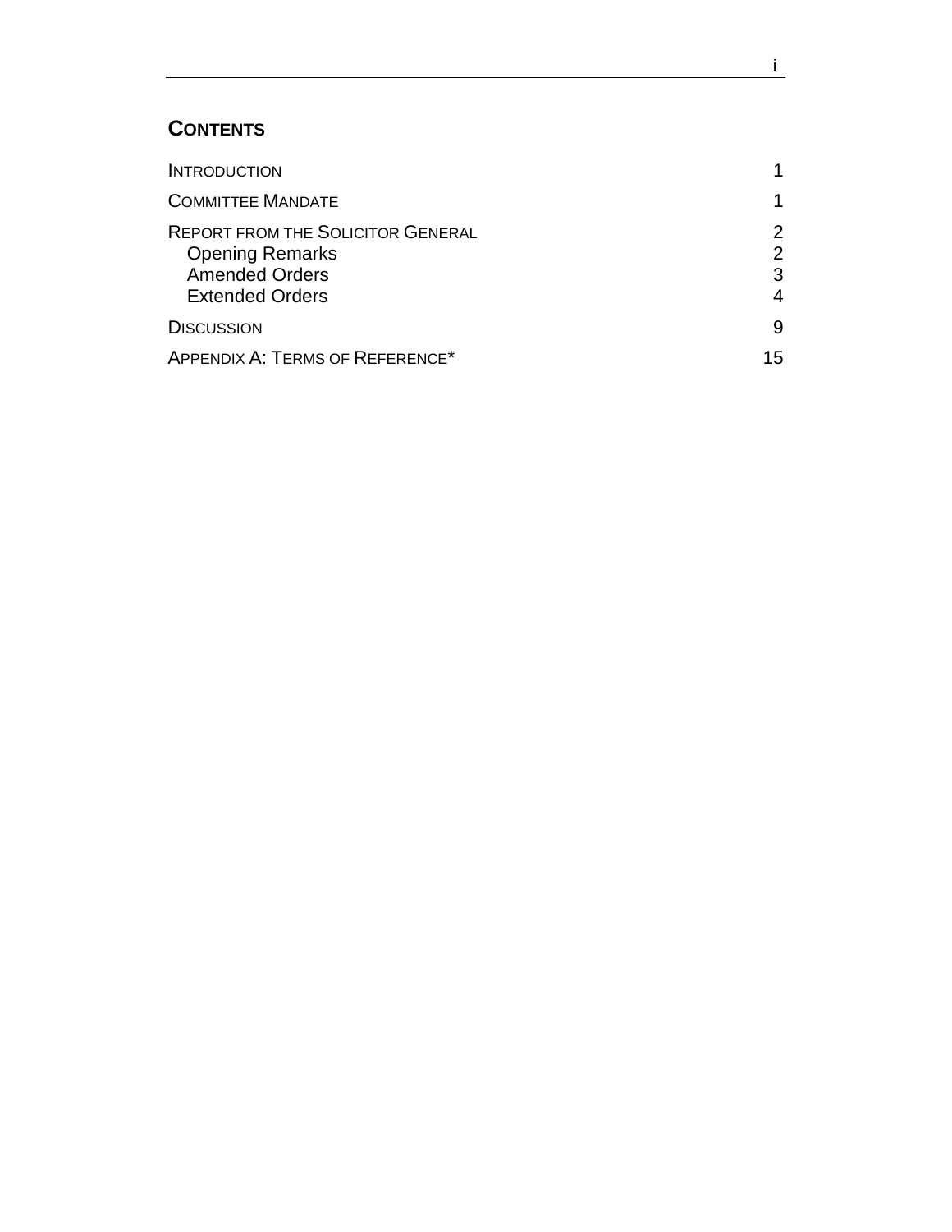## CONTENTS

| | |
|---|---|
| INTRODUCTION | 1 |
| COMMITTEE MANDATE | 1 |
| REPORT FROM THE SOLICITOR GENERAL | 2 |
| Opening Remarks | 2 |
| Amended Orders | 3 |
| Extended Orders | 4 |
| DISCUSSION | 9 |
| APPENDIX A: TERMS OF REFERENCE* | 15 |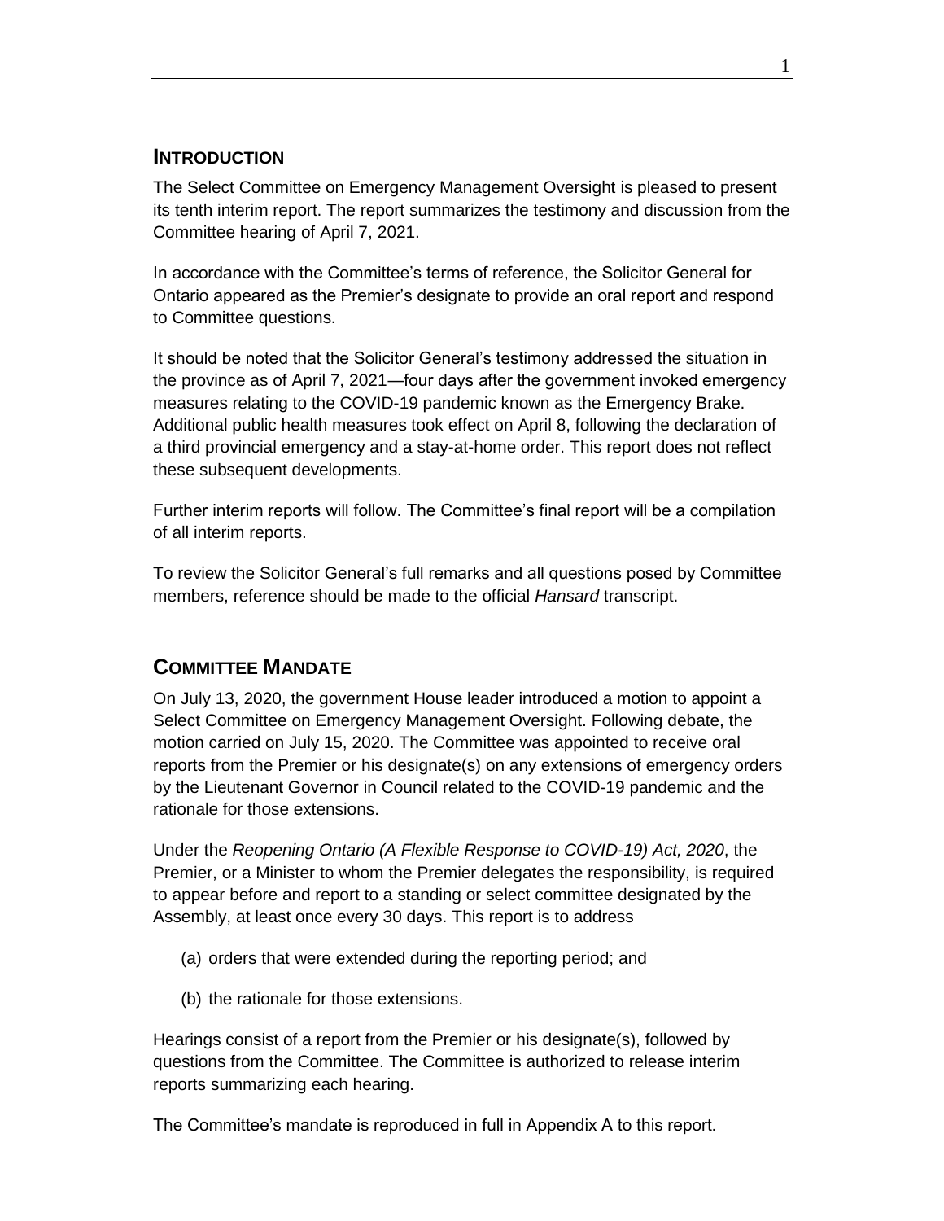## Introduction

The Select Committee on Emergency Management Oversight is pleased to present its tenth interim report. The report summarizes the testimony and discussion from the Committee hearing of April 7, 2021.

In accordance with the Committee's terms of reference, the Solicitor General for Ontario appeared as the Premier's designate to provide an oral report and respond to Committee questions.

It should be noted that the Solicitor General's testimony addressed the situation in the province as of April 7, 2021—four days after the government invoked emergency measures relating to the COVID-19 pandemic known as the Emergency Brake. Additional public health measures took effect on April 8, following the declaration of a third provincial emergency and a stay-at-home order. This report does not reflect these subsequent developments.

Further interim reports will follow. The Committee's final report will be a compilation of all interim reports.

To review the Solicitor General's full remarks and all questions posed by Committee members, reference should be made to the official *Hansard* transcript.

## Committee Mandate

On July 13, 2020, the government House leader introduced a motion to appoint a Select Committee on Emergency Management Oversight. Following debate, the motion carried on July 15, 2020. The Committee was appointed to receive oral reports from the Premier or his designate(s) on any extensions of emergency orders by the Lieutenant Governor in Council related to the COVID-19 pandemic and the rationale for those extensions.

Under the *Reopening Ontario (A Flexible Response to COVID-19) Act, 2020*, the Premier, or a Minister to whom the Premier delegates the responsibility, is required to appear before and report to a standing or select committee designated by the Assembly, at least once every 30 days. This report is to address

(a) orders that were extended during the reporting period; and

(b) the rationale for those extensions.

Hearings consist of a report from the Premier or his designate(s), followed by questions from the Committee. The Committee is authorized to release interim reports summarizing each hearing.

The Committee's mandate is reproduced in full in Appendix A to this report.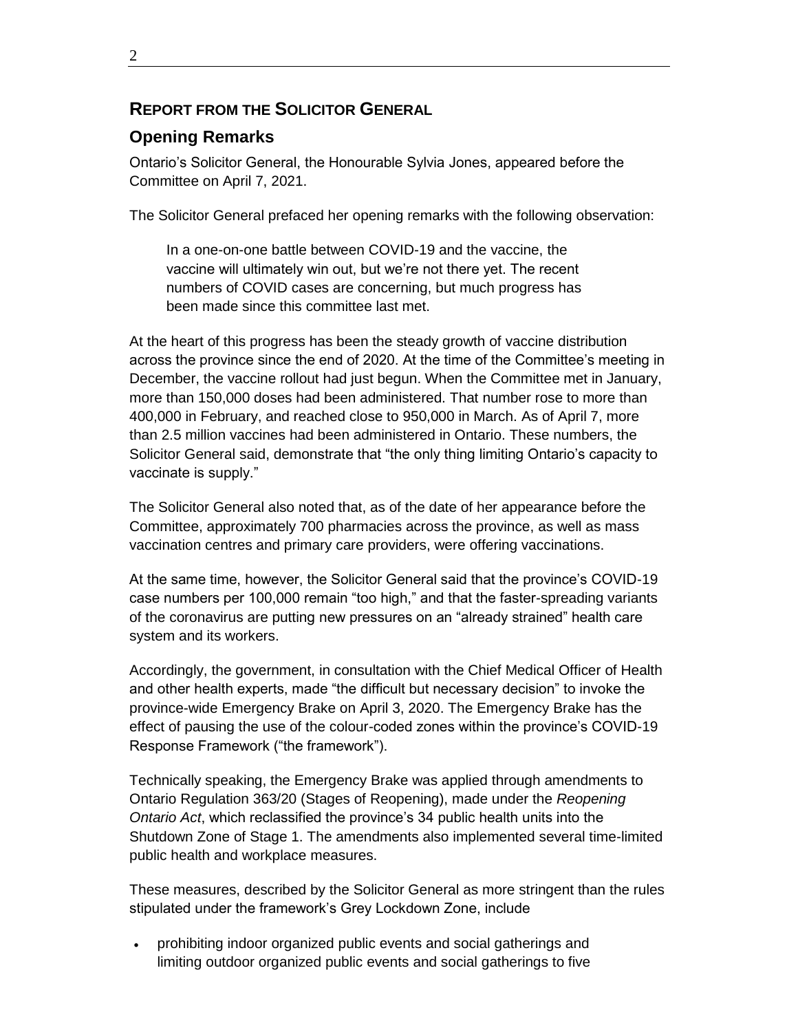## REPORT FROM THE SOLICITOR GENERAL

### Opening Remarks

Ontario's Solicitor General, the Honourable Sylvia Jones, appeared before the Committee on April 7, 2021.

The Solicitor General prefaced her opening remarks with the following observation:

> In a one-on-one battle between COVID-19 and the vaccine, the vaccine will ultimately win out, but we're not there yet. The recent numbers of COVID cases are concerning, but much progress has been made since this committee last met.

At the heart of this progress has been the steady growth of vaccine distribution across the province since the end of 2020. At the time of the Committee's meeting in December, the vaccine rollout had just begun. When the Committee met in January, more than 150,000 doses had been administered. That number rose to more than 400,000 in February, and reached close to 950,000 in March. As of April 7, more than 2.5 million vaccines had been administered in Ontario. These numbers, the Solicitor General said, demonstrate that "the only thing limiting Ontario's capacity to vaccinate is supply."

The Solicitor General also noted that, as of the date of her appearance before the Committee, approximately 700 pharmacies across the province, as well as mass vaccination centres and primary care providers, were offering vaccinations.

At the same time, however, the Solicitor General said that the province's COVID-19 case numbers per 100,000 remain "too high," and that the faster-spreading variants of the coronavirus are putting new pressures on an "already strained" health care system and its workers.

Accordingly, the government, in consultation with the Chief Medical Officer of Health and other health experts, made "the difficult but necessary decision" to invoke the province-wide Emergency Brake on April 3, 2020. The Emergency Brake has the effect of pausing the use of the colour-coded zones within the province's COVID-19 Response Framework ("the framework").

Technically speaking, the Emergency Brake was applied through amendments to Ontario Regulation 363/20 (Stages of Reopening), made under the *Reopening Ontario Act*, which reclassified the province's 34 public health units into the Shutdown Zone of Stage 1. The amendments also implemented several time-limited public health and workplace measures.

These measures, described by the Solicitor General as more stringent than the rules stipulated under the framework's Grey Lockdown Zone, include

- prohibiting indoor organized public events and social gatherings and limiting outdoor organized public events and social gatherings to five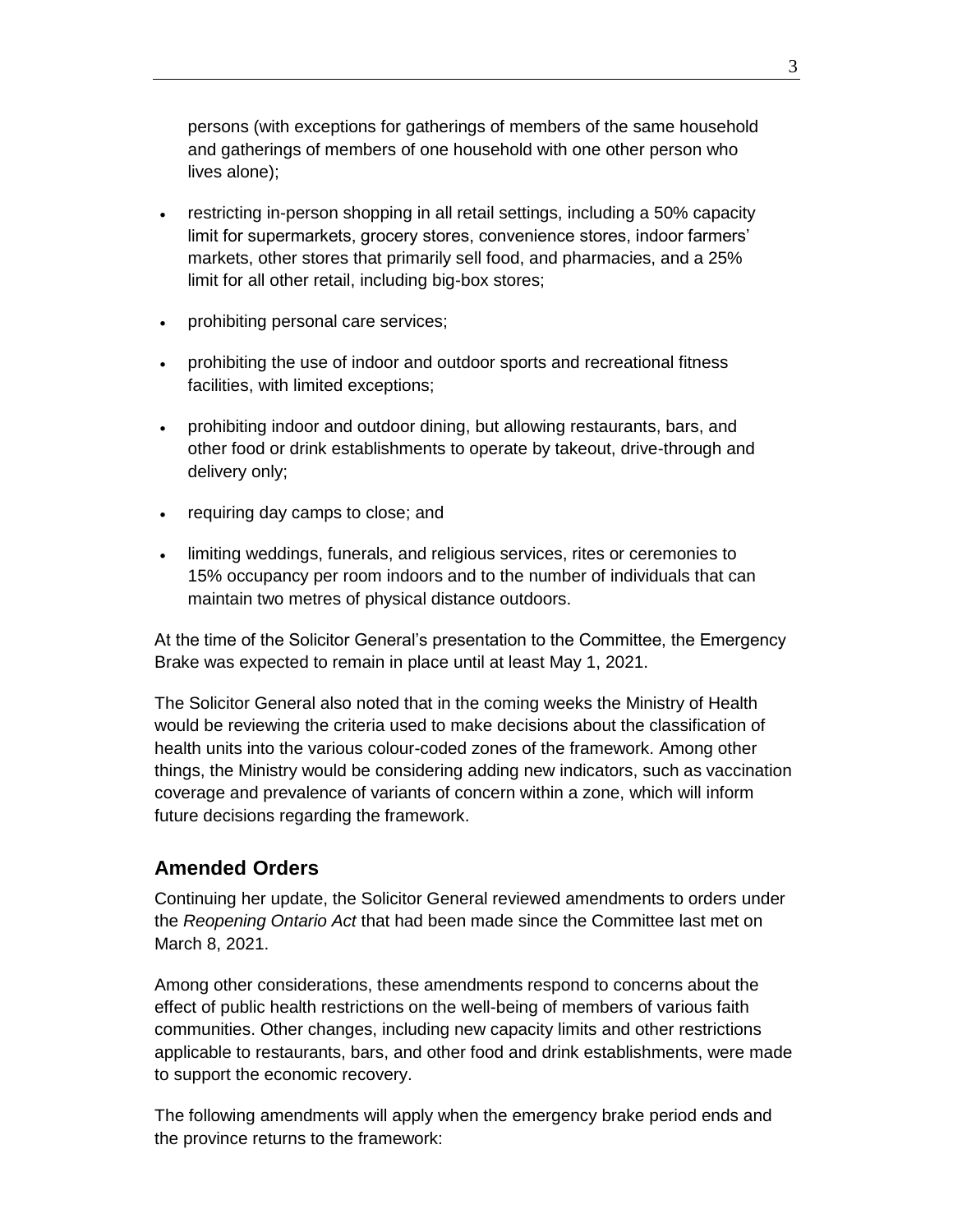persons (with exceptions for gatherings of members of the same household and gatherings of members of one household with one other person who lives alone);

- restricting in-person shopping in all retail settings, including a 50% capacity limit for supermarkets, grocery stores, convenience stores, indoor farmers' markets, other stores that primarily sell food, and pharmacies, and a 25% limit for all other retail, including big-box stores;
- prohibiting personal care services;
- prohibiting the use of indoor and outdoor sports and recreational fitness facilities, with limited exceptions;
- prohibiting indoor and outdoor dining, but allowing restaurants, bars, and other food or drink establishments to operate by takeout, drive-through and delivery only;
- requiring day camps to close; and
- limiting weddings, funerals, and religious services, rites or ceremonies to 15% occupancy per room indoors and to the number of individuals that can maintain two metres of physical distance outdoors.

At the time of the Solicitor General's presentation to the Committee, the Emergency Brake was expected to remain in place until at least May 1, 2021.

The Solicitor General also noted that in the coming weeks the Ministry of Health would be reviewing the criteria used to make decisions about the classification of health units into the various colour-coded zones of the framework. Among other things, the Ministry would be considering adding new indicators, such as vaccination coverage and prevalence of variants of concern within a zone, which will inform future decisions regarding the framework.

## Amended Orders

Continuing her update, the Solicitor General reviewed amendments to orders under the *Reopening Ontario Act* that had been made since the Committee last met on March 8, 2021.

Among other considerations, these amendments respond to concerns about the effect of public health restrictions on the well-being of members of various faith communities. Other changes, including new capacity limits and other restrictions applicable to restaurants, bars, and other food and drink establishments, were made to support the economic recovery.

The following amendments will apply when the emergency brake period ends and the province returns to the framework: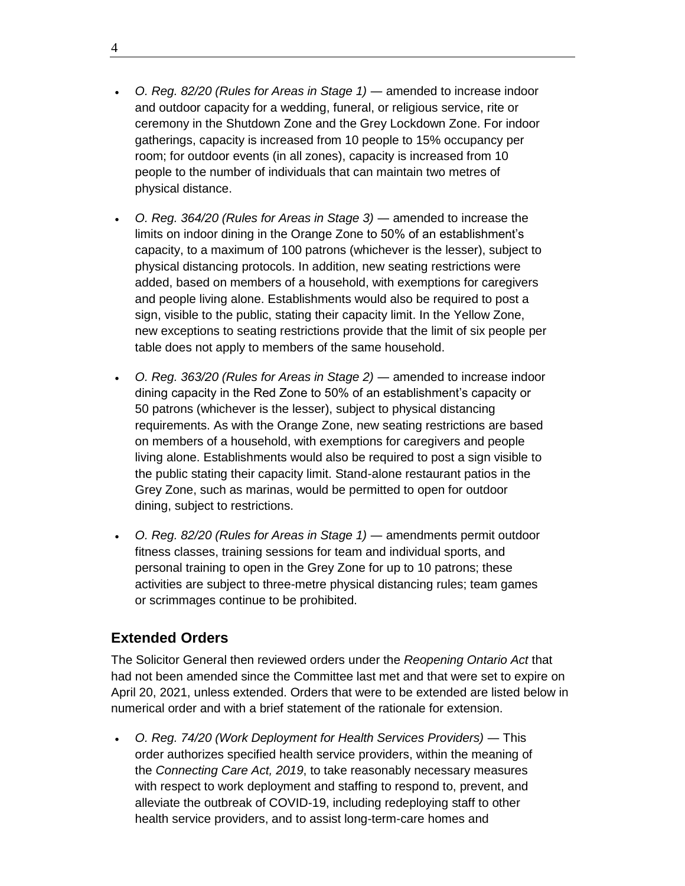- *O. Reg. 82/20 (Rules for Areas in Stage 1)* — amended to increase indoor and outdoor capacity for a wedding, funeral, or religious service, rite or ceremony in the Shutdown Zone and the Grey Lockdown Zone. For indoor gatherings, capacity is increased from 10 people to 15% occupancy per room; for outdoor events (in all zones), capacity is increased from 10 people to the number of individuals that can maintain two metres of physical distance.

- *O. Reg. 364/20 (Rules for Areas in Stage 3)* — amended to increase the limits on indoor dining in the Orange Zone to 50% of an establishment's capacity, to a maximum of 100 patrons (whichever is the lesser), subject to physical distancing protocols. In addition, new seating restrictions were added, based on members of a household, with exemptions for caregivers and people living alone. Establishments would also be required to post a sign, visible to the public, stating their capacity limit. In the Yellow Zone, new exceptions to seating restrictions provide that the limit of six people per table does not apply to members of the same household.

- *O. Reg. 363/20 (Rules for Areas in Stage 2)* — amended to increase indoor dining capacity in the Red Zone to 50% of an establishment's capacity or 50 patrons (whichever is the lesser), subject to physical distancing requirements. As with the Orange Zone, new seating restrictions are based on members of a household, with exemptions for caregivers and people living alone. Establishments would also be required to post a sign visible to the public stating their capacity limit. Stand-alone restaurant patios in the Grey Zone, such as marinas, would be permitted to open for outdoor dining, subject to restrictions.

- *O. Reg. 82/20 (Rules for Areas in Stage 1)* — amendments permit outdoor fitness classes, training sessions for team and individual sports, and personal training to open in the Grey Zone for up to 10 patrons; these activities are subject to three-metre physical distancing rules; team games or scrimmages continue to be prohibited.

## Extended Orders

The Solicitor General then reviewed orders under the *Reopening Ontario Act* that had not been amended since the Committee last met and that were set to expire on April 20, 2021, unless extended. Orders that were to be extended are listed below in numerical order and with a brief statement of the rationale for extension.

- *O. Reg. 74/20 (Work Deployment for Health Services Providers)* — This order authorizes specified health service providers, within the meaning of the *Connecting Care Act, 2019*, to take reasonably necessary measures with respect to work deployment and staffing to respond to, prevent, and alleviate the outbreak of COVID-19, including redeploying staff to other health service providers, and to assist long-term-care homes and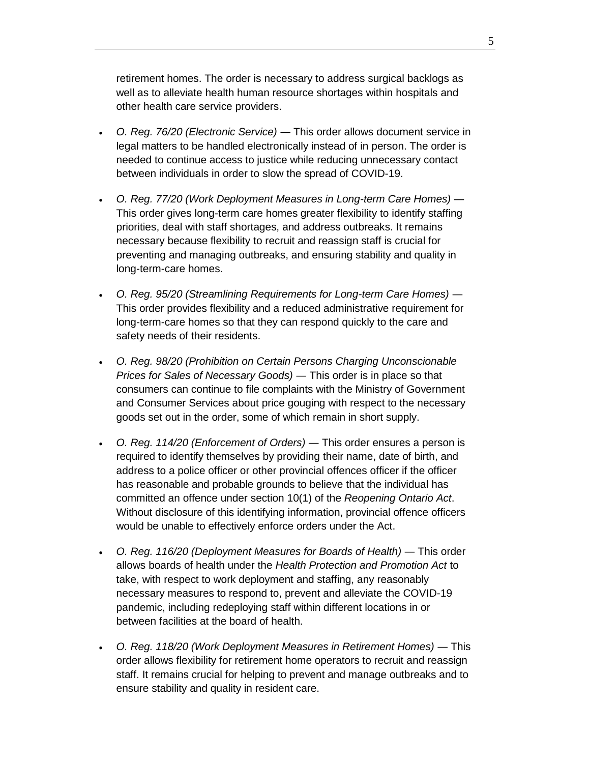retirement homes. The order is necessary to address surgical backlogs as well as to alleviate health human resource shortages within hospitals and other health care service providers.

- *O. Reg. 76/20 (Electronic Service)* — This order allows document service in legal matters to be handled electronically instead of in person. The order is needed to continue access to justice while reducing unnecessary contact between individuals in order to slow the spread of COVID-19.

- *O. Reg. 77/20 (Work Deployment Measures in Long-term Care Homes)* — This order gives long-term care homes greater flexibility to identify staffing priorities, deal with staff shortages, and address outbreaks. It remains necessary because flexibility to recruit and reassign staff is crucial for preventing and managing outbreaks, and ensuring stability and quality in long-term-care homes.

- *O. Reg. 95/20 (Streamlining Requirements for Long-term Care Homes)* — This order provides flexibility and a reduced administrative requirement for long-term-care homes so that they can respond quickly to the care and safety needs of their residents.

- *O. Reg. 98/20 (Prohibition on Certain Persons Charging Unconscionable Prices for Sales of Necessary Goods)* — This order is in place so that consumers can continue to file complaints with the Ministry of Government and Consumer Services about price gouging with respect to the necessary goods set out in the order, some of which remain in short supply.

- *O. Reg. 114/20 (Enforcement of Orders)* — This order ensures a person is required to identify themselves by providing their name, date of birth, and address to a police officer or other provincial offences officer if the officer has reasonable and probable grounds to believe that the individual has committed an offence under section 10(1) of the *Reopening Ontario Act*. Without disclosure of this identifying information, provincial offence officers would be unable to effectively enforce orders under the Act.

- *O. Reg. 116/20 (Deployment Measures for Boards of Health)* — This order allows boards of health under the *Health Protection and Promotion Act* to take, with respect to work deployment and staffing, any reasonably necessary measures to respond to, prevent and alleviate the COVID-19 pandemic, including redeploying staff within different locations in or between facilities at the board of health.

- *O. Reg. 118/20 (Work Deployment Measures in Retirement Homes)* — This order allows flexibility for retirement home operators to recruit and reassign staff. It remains crucial for helping to prevent and manage outbreaks and to ensure stability and quality in resident care.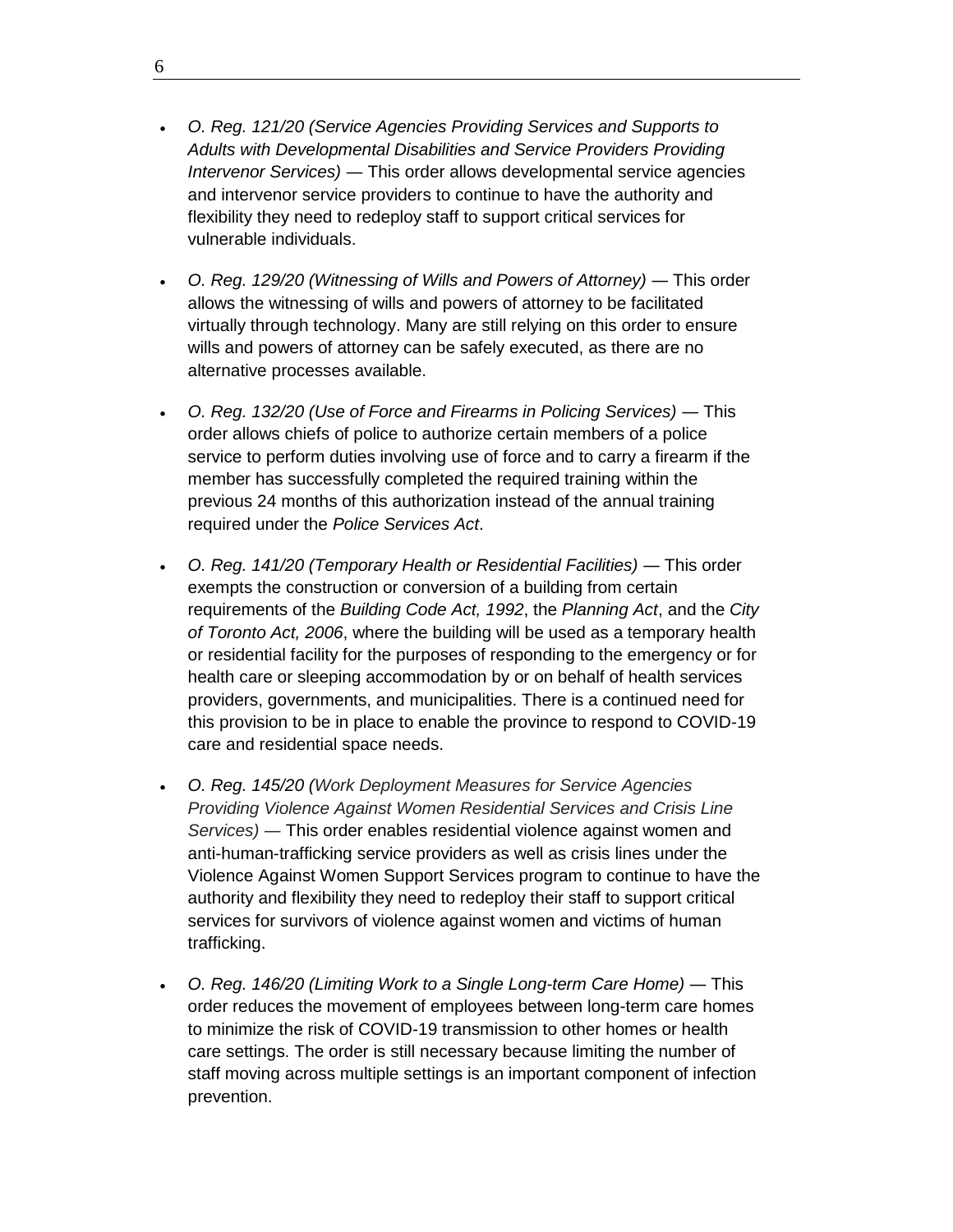- *O. Reg. 121/20 (Service Agencies Providing Services and Supports to Adults with Developmental Disabilities and Service Providers Providing Intervenor Services) —* This order allows developmental service agencies and intervenor service providers to continue to have the authority and flexibility they need to redeploy staff to support critical services for vulnerable individuals.

- *O. Reg. 129/20 (Witnessing of Wills and Powers of Attorney) —* This order allows the witnessing of wills and powers of attorney to be facilitated virtually through technology. Many are still relying on this order to ensure wills and powers of attorney can be safely executed, as there are no alternative processes available.

- *O. Reg. 132/20 (Use of Force and Firearms in Policing Services) —* This order allows chiefs of police to authorize certain members of a police service to perform duties involving use of force and to carry a firearm if the member has successfully completed the required training within the previous 24 months of this authorization instead of the annual training required under the *Police Services Act*.

- *O. Reg. 141/20 (Temporary Health or Residential Facilities) —* This order exempts the construction or conversion of a building from certain requirements of the *Building Code Act, 1992*, the *Planning Act*, and the *City of Toronto Act, 2006*, where the building will be used as a temporary health or residential facility for the purposes of responding to the emergency or for health care or sleeping accommodation by or on behalf of health services providers, governments, and municipalities. There is a continued need for this provision to be in place to enable the province to respond to COVID-19 care and residential space needs.

- *O. Reg. 145/20 (Work Deployment Measures for Service Agencies Providing Violence Against Women Residential Services and Crisis Line Services) —* This order enables residential violence against women and anti-human-trafficking service providers as well as crisis lines under the Violence Against Women Support Services program to continue to have the authority and flexibility they need to redeploy their staff to support critical services for survivors of violence against women and victims of human trafficking.

- *O. Reg. 146/20 (Limiting Work to a Single Long-term Care Home) —* This order reduces the movement of employees between long-term care homes to minimize the risk of COVID-19 transmission to other homes or health care settings. The order is still necessary because limiting the number of staff moving across multiple settings is an important component of infection prevention.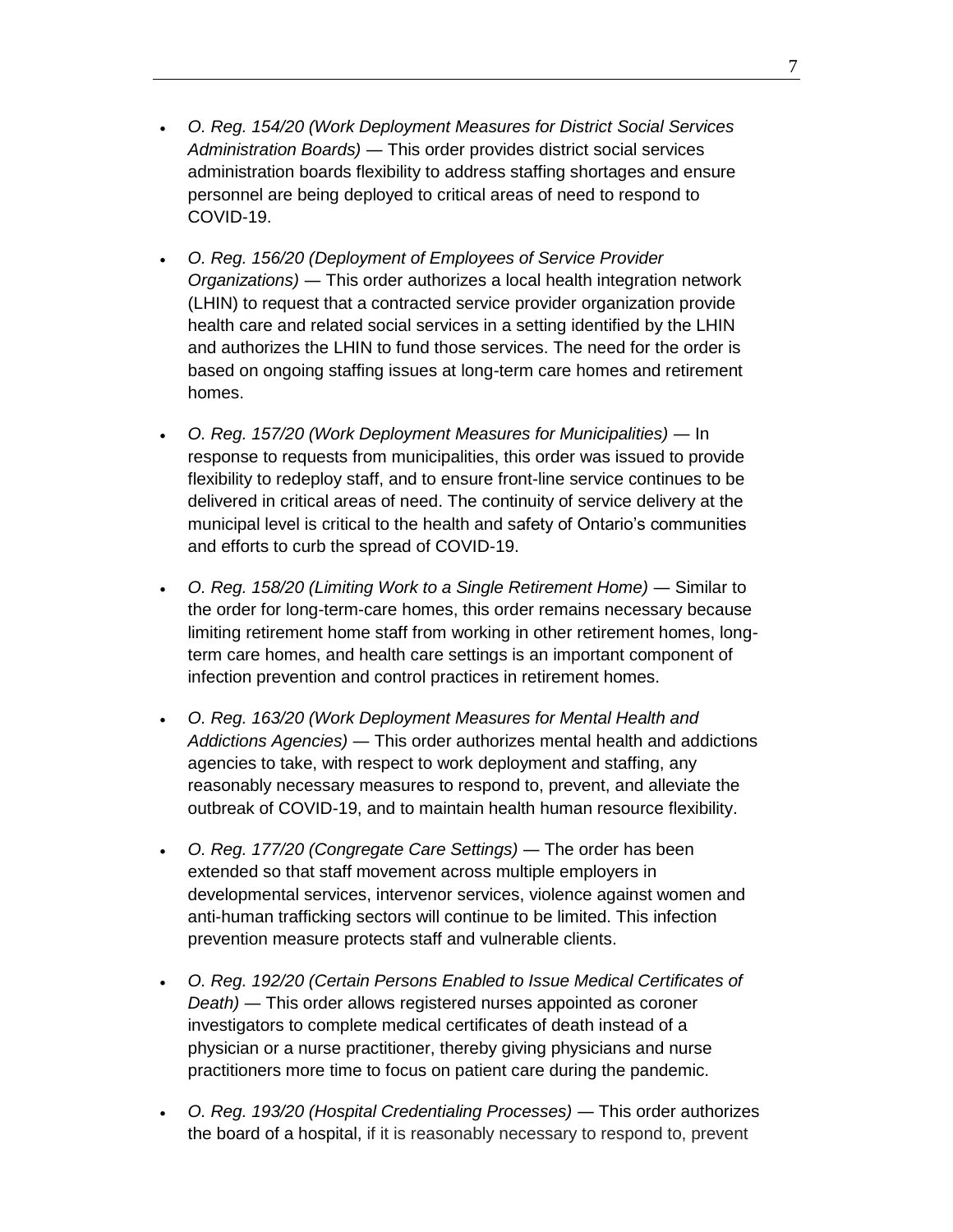- *O. Reg. 154/20 (Work Deployment Measures for District Social Services Administration Boards)* — This order provides district social services administration boards flexibility to address staffing shortages and ensure personnel are being deployed to critical areas of need to respond to COVID-19.

- *O. Reg. 156/20 (Deployment of Employees of Service Provider Organizations)* — This order authorizes a local health integration network (LHIN) to request that a contracted service provider organization provide health care and related social services in a setting identified by the LHIN and authorizes the LHIN to fund those services. The need for the order is based on ongoing staffing issues at long-term care homes and retirement homes.

- *O. Reg. 157/20 (Work Deployment Measures for Municipalities)* — In response to requests from municipalities, this order was issued to provide flexibility to redeploy staff, and to ensure front-line service continues to be delivered in critical areas of need. The continuity of service delivery at the municipal level is critical to the health and safety of Ontario's communities and efforts to curb the spread of COVID-19.

- *O. Reg. 158/20 (Limiting Work to a Single Retirement Home)* — Similar to the order for long-term-care homes, this order remains necessary because limiting retirement home staff from working in other retirement homes, long-term care homes, and health care settings is an important component of infection prevention and control practices in retirement homes.

- *O. Reg. 163/20 (Work Deployment Measures for Mental Health and Addictions Agencies)* — This order authorizes mental health and addictions agencies to take, with respect to work deployment and staffing, any reasonably necessary measures to respond to, prevent, and alleviate the outbreak of COVID-19, and to maintain health human resource flexibility.

- *O. Reg. 177/20 (Congregate Care Settings)* — The order has been extended so that staff movement across multiple employers in developmental services, intervenor services, violence against women and anti-human trafficking sectors will continue to be limited. This infection prevention measure protects staff and vulnerable clients.

- *O. Reg. 192/20 (Certain Persons Enabled to Issue Medical Certificates of Death)* — This order allows registered nurses appointed as coroner investigators to complete medical certificates of death instead of a physician or a nurse practitioner, thereby giving physicians and nurse practitioners more time to focus on patient care during the pandemic.

- *O. Reg. 193/20 (Hospital Credentialing Processes)* — This order authorizes the board of a hospital, if it is reasonably necessary to respond to, prevent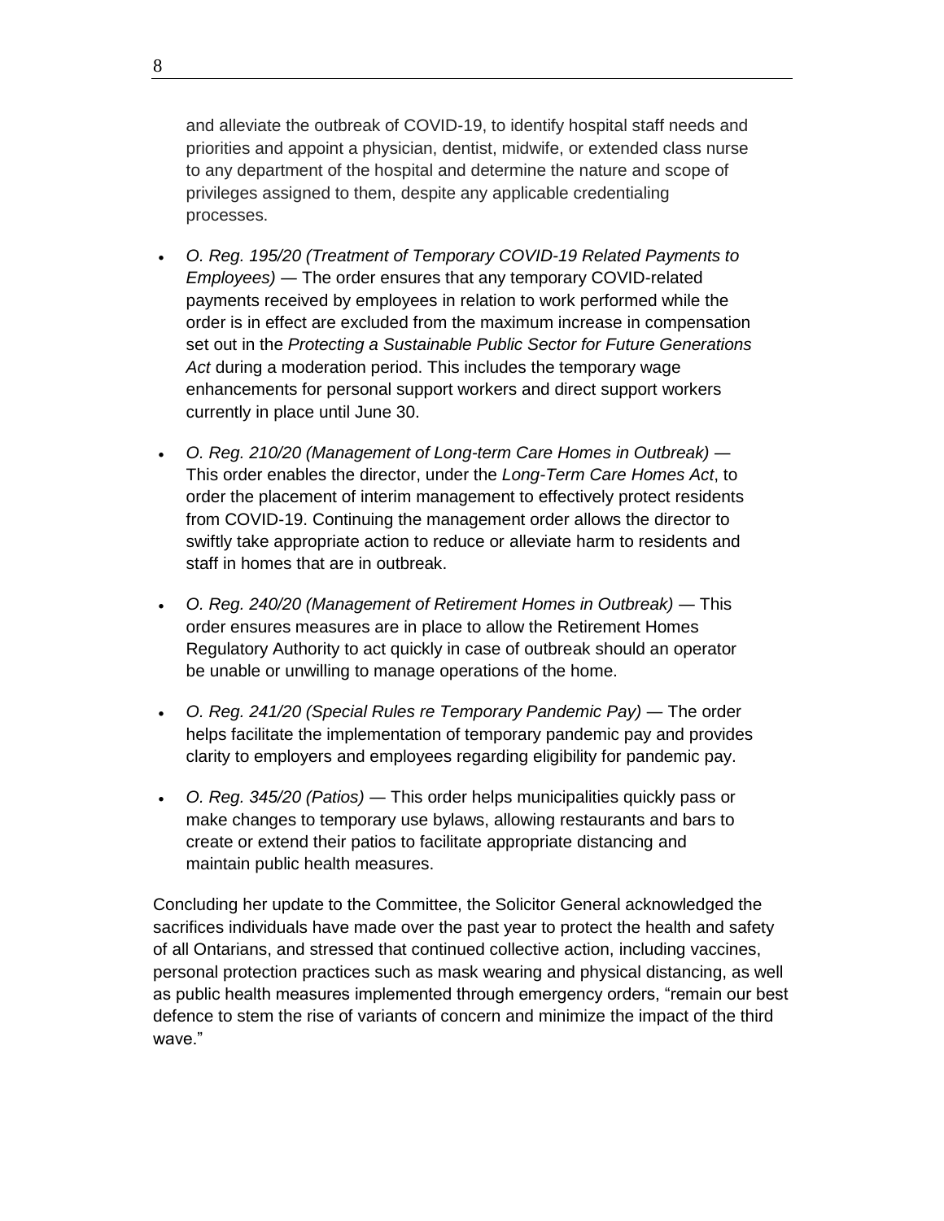and alleviate the outbreak of COVID-19, to identify hospital staff needs and priorities and appoint a physician, dentist, midwife, or extended class nurse to any department of the hospital and determine the nature and scope of privileges assigned to them, despite any applicable credentialing processes.

- *O. Reg. 195/20 (Treatment of Temporary COVID-19 Related Payments to Employees)* — The order ensures that any temporary COVID-related payments received by employees in relation to work performed while the order is in effect are excluded from the maximum increase in compensation set out in the *Protecting a Sustainable Public Sector for Future Generations Act* during a moderation period. This includes the temporary wage enhancements for personal support workers and direct support workers currently in place until June 30.
- *O. Reg. 210/20 (Management of Long-term Care Homes in Outbreak)* — This order enables the director, under the *Long-Term Care Homes Act*, to order the placement of interim management to effectively protect residents from COVID-19. Continuing the management order allows the director to swiftly take appropriate action to reduce or alleviate harm to residents and staff in homes that are in outbreak.
- *O. Reg. 240/20 (Management of Retirement Homes in Outbreak)* — This order ensures measures are in place to allow the Retirement Homes Regulatory Authority to act quickly in case of outbreak should an operator be unable or unwilling to manage operations of the home.
- *O. Reg. 241/20 (Special Rules re Temporary Pandemic Pay)* — The order helps facilitate the implementation of temporary pandemic pay and provides clarity to employers and employees regarding eligibility for pandemic pay.
- *O. Reg. 345/20 (Patios)* — This order helps municipalities quickly pass or make changes to temporary use bylaws, allowing restaurants and bars to create or extend their patios to facilitate appropriate distancing and maintain public health measures.

Concluding her update to the Committee, the Solicitor General acknowledged the sacrifices individuals have made over the past year to protect the health and safety of all Ontarians, and stressed that continued collective action, including vaccines, personal protection practices such as mask wearing and physical distancing, as well as public health measures implemented through emergency orders, "remain our best defence to stem the rise of variants of concern and minimize the impact of the third wave."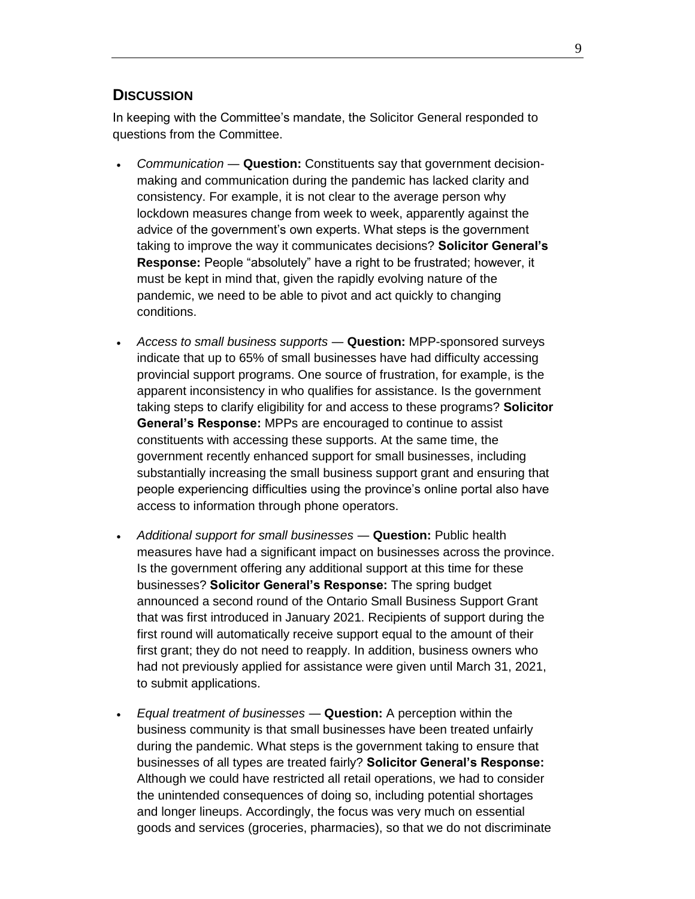## Discussion

In keeping with the Committee's mandate, the Solicitor General responded to questions from the Committee.

- *Communication* — **Question:** Constituents say that government decision-making and communication during the pandemic has lacked clarity and consistency. For example, it is not clear to the average person why lockdown measures change from week to week, apparently against the advice of the government's own experts. What steps is the government taking to improve the way it communicates decisions? **Solicitor General's Response:** People "absolutely" have a right to be frustrated; however, it must be kept in mind that, given the rapidly evolving nature of the pandemic, we need to be able to pivot and act quickly to changing conditions.

- *Access to small business supports* — **Question:** MPP-sponsored surveys indicate that up to 65% of small businesses have had difficulty accessing provincial support programs. One source of frustration, for example, is the apparent inconsistency in who qualifies for assistance. Is the government taking steps to clarify eligibility for and access to these programs? **Solicitor General's Response:** MPPs are encouraged to continue to assist constituents with accessing these supports. At the same time, the government recently enhanced support for small businesses, including substantially increasing the small business support grant and ensuring that people experiencing difficulties using the province's online portal also have access to information through phone operators.

- *Additional support for small businesses* — **Question:** Public health measures have had a significant impact on businesses across the province. Is the government offering any additional support at this time for these businesses? **Solicitor General's Response:** The spring budget announced a second round of the Ontario Small Business Support Grant that was first introduced in January 2021. Recipients of support during the first round will automatically receive support equal to the amount of their first grant; they do not need to reapply. In addition, business owners who had not previously applied for assistance were given until March 31, 2021, to submit applications.

- *Equal treatment of businesses* — **Question:** A perception within the business community is that small businesses have been treated unfairly during the pandemic. What steps is the government taking to ensure that businesses of all types are treated fairly? **Solicitor General's Response:** Although we could have restricted all retail operations, we had to consider the unintended consequences of doing so, including potential shortages and longer lineups. Accordingly, the focus was very much on essential goods and services (groceries, pharmacies), so that we do not discriminate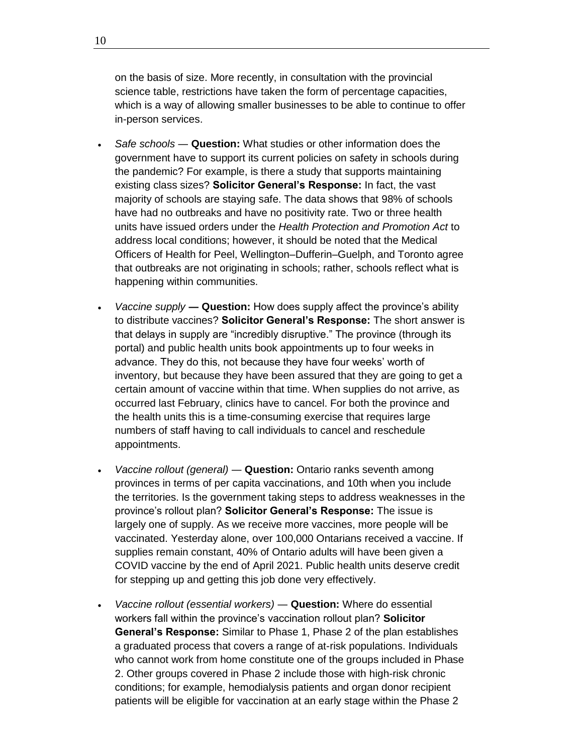on the basis of size. More recently, in consultation with the provincial science table, restrictions have taken the form of percentage capacities, which is a way of allowing smaller businesses to be able to continue to offer in-person services.

- *Safe schools* — **Question:** What studies or other information does the government have to support its current policies on safety in schools during the pandemic? For example, is there a study that supports maintaining existing class sizes? **Solicitor General's Response:** In fact, the vast majority of schools are staying safe. The data shows that 98% of schools have had no outbreaks and have no positivity rate. Two or three health units have issued orders under the *Health Protection and Promotion Act* to address local conditions; however, it should be noted that the Medical Officers of Health for Peel, Wellington–Dufferin–Guelph, and Toronto agree that outbreaks are not originating in schools; rather, schools reflect what is happening within communities.

- *Vaccine supply* **— Question:** How does supply affect the province's ability to distribute vaccines? **Solicitor General's Response:** The short answer is that delays in supply are "incredibly disruptive." The province (through its portal) and public health units book appointments up to four weeks in advance. They do this, not because they have four weeks' worth of inventory, but because they have been assured that they are going to get a certain amount of vaccine within that time. When supplies do not arrive, as occurred last February, clinics have to cancel. For both the province and the health units this is a time-consuming exercise that requires large numbers of staff having to call individuals to cancel and reschedule appointments.

- *Vaccine rollout (general)* — **Question:** Ontario ranks seventh among provinces in terms of per capita vaccinations, and 10th when you include the territories. Is the government taking steps to address weaknesses in the province's rollout plan? **Solicitor General's Response:** The issue is largely one of supply. As we receive more vaccines, more people will be vaccinated. Yesterday alone, over 100,000 Ontarians received a vaccine. If supplies remain constant, 40% of Ontario adults will have been given a COVID vaccine by the end of April 2021. Public health units deserve credit for stepping up and getting this job done very effectively.

- *Vaccine rollout (essential workers)* — **Question:** Where do essential workers fall within the province's vaccination rollout plan? **Solicitor General's Response:** Similar to Phase 1, Phase 2 of the plan establishes a graduated process that covers a range of at-risk populations. Individuals who cannot work from home constitute one of the groups included in Phase 2. Other groups covered in Phase 2 include those with high-risk chronic conditions; for example, hemodialysis patients and organ donor recipient patients will be eligible for vaccination at an early stage within the Phase 2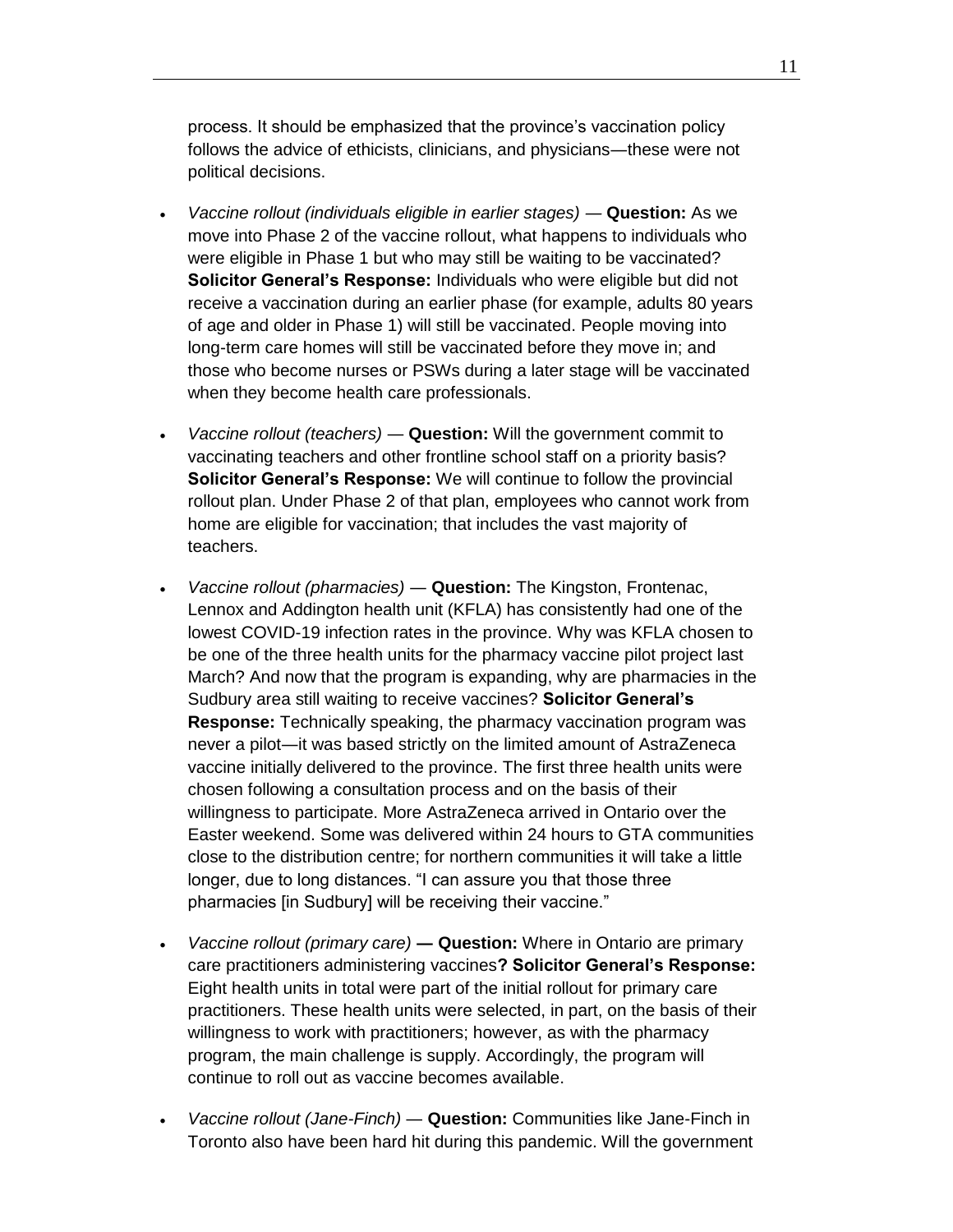process. It should be emphasized that the province's vaccination policy follows the advice of ethicists, clinicians, and physicians—these were not political decisions.

- *Vaccine rollout (individuals eligible in earlier stages)* — **Question:** As we move into Phase 2 of the vaccine rollout, what happens to individuals who were eligible in Phase 1 but who may still be waiting to be vaccinated? **Solicitor General's Response:** Individuals who were eligible but did not receive a vaccination during an earlier phase (for example, adults 80 years of age and older in Phase 1) will still be vaccinated. People moving into long-term care homes will still be vaccinated before they move in; and those who become nurses or PSWs during a later stage will be vaccinated when they become health care professionals.

- *Vaccine rollout (teachers)* — **Question:** Will the government commit to vaccinating teachers and other frontline school staff on a priority basis? **Solicitor General's Response:** We will continue to follow the provincial rollout plan. Under Phase 2 of that plan, employees who cannot work from home are eligible for vaccination; that includes the vast majority of teachers.

- *Vaccine rollout (pharmacies)* — **Question:** The Kingston, Frontenac, Lennox and Addington health unit (KFLA) has consistently had one of the lowest COVID-19 infection rates in the province. Why was KFLA chosen to be one of the three health units for the pharmacy vaccine pilot project last March? And now that the program is expanding, why are pharmacies in the Sudbury area still waiting to receive vaccines? **Solicitor General's Response:** Technically speaking, the pharmacy vaccination program was never a pilot—it was based strictly on the limited amount of AstraZeneca vaccine initially delivered to the province. The first three health units were chosen following a consultation process and on the basis of their willingness to participate. More AstraZeneca arrived in Ontario over the Easter weekend. Some was delivered within 24 hours to GTA communities close to the distribution centre; for northern communities it will take a little longer, due to long distances. "I can assure you that those three pharmacies [in Sudbury] will be receiving their vaccine."

- *Vaccine rollout (primary care)* **— Question:** Where in Ontario are primary care practitioners administering vaccines**? Solicitor General's Response:** Eight health units in total were part of the initial rollout for primary care practitioners. These health units were selected, in part, on the basis of their willingness to work with practitioners; however, as with the pharmacy program, the main challenge is supply. Accordingly, the program will continue to roll out as vaccine becomes available.

- *Vaccine rollout (Jane-Finch)* — **Question:** Communities like Jane-Finch in Toronto also have been hard hit during this pandemic. Will the government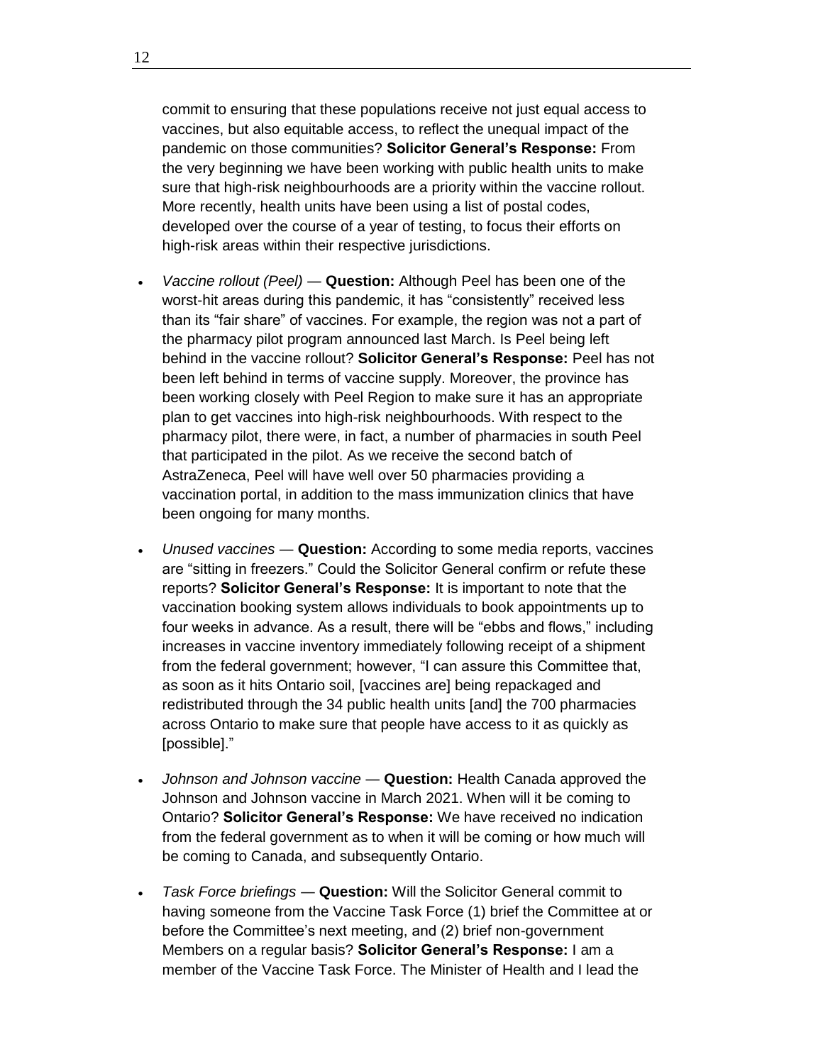commit to ensuring that these populations receive not just equal access to vaccines, but also equitable access, to reflect the unequal impact of the pandemic on those communities? **Solicitor General's Response:** From the very beginning we have been working with public health units to make sure that high-risk neighbourhoods are a priority within the vaccine rollout. More recently, health units have been using a list of postal codes, developed over the course of a year of testing, to focus their efforts on high-risk areas within their respective jurisdictions.

- *Vaccine rollout (Peel)* — **Question:** Although Peel has been one of the worst-hit areas during this pandemic, it has "consistently" received less than its "fair share" of vaccines. For example, the region was not a part of the pharmacy pilot program announced last March. Is Peel being left behind in the vaccine rollout? **Solicitor General's Response:** Peel has not been left behind in terms of vaccine supply. Moreover, the province has been working closely with Peel Region to make sure it has an appropriate plan to get vaccines into high-risk neighbourhoods. With respect to the pharmacy pilot, there were, in fact, a number of pharmacies in south Peel that participated in the pilot. As we receive the second batch of AstraZeneca, Peel will have well over 50 pharmacies providing a vaccination portal, in addition to the mass immunization clinics that have been ongoing for many months.
- *Unused vaccines* — **Question:** According to some media reports, vaccines are "sitting in freezers." Could the Solicitor General confirm or refute these reports? **Solicitor General's Response:** It is important to note that the vaccination booking system allows individuals to book appointments up to four weeks in advance. As a result, there will be "ebbs and flows," including increases in vaccine inventory immediately following receipt of a shipment from the federal government; however, "I can assure this Committee that, as soon as it hits Ontario soil, [vaccines are] being repackaged and redistributed through the 34 public health units [and] the 700 pharmacies across Ontario to make sure that people have access to it as quickly as [possible]."
- *Johnson and Johnson vaccine* — **Question:** Health Canada approved the Johnson and Johnson vaccine in March 2021. When will it be coming to Ontario? **Solicitor General's Response:** We have received no indication from the federal government as to when it will be coming or how much will be coming to Canada, and subsequently Ontario.
- *Task Force briefings* — **Question:** Will the Solicitor General commit to having someone from the Vaccine Task Force (1) brief the Committee at or before the Committee's next meeting, and (2) brief non-government Members on a regular basis? **Solicitor General's Response:** I am a member of the Vaccine Task Force. The Minister of Health and I lead the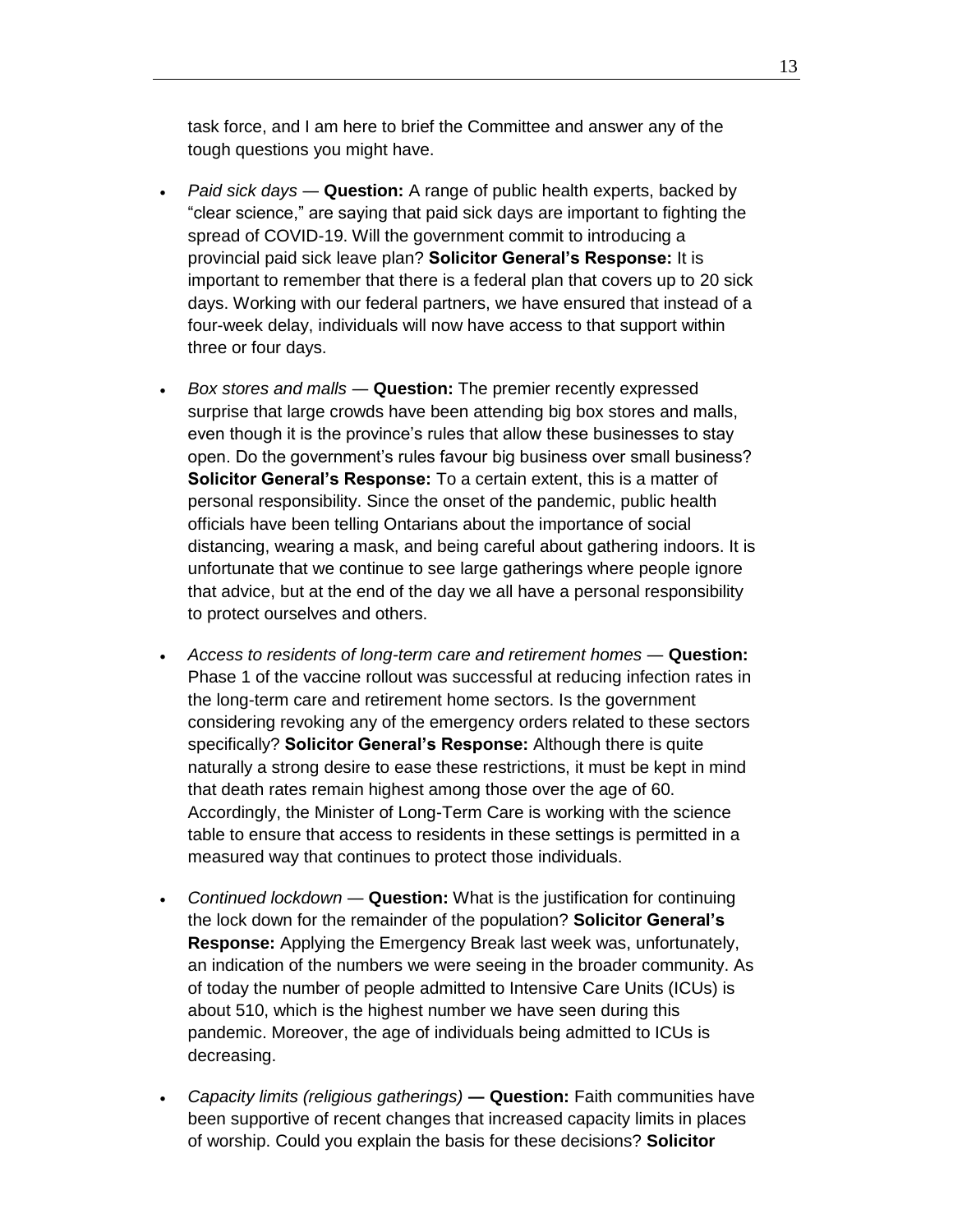task force, and I am here to brief the Committee and answer any of the tough questions you might have.

- *Paid sick days —* **Question:** A range of public health experts, backed by "clear science," are saying that paid sick days are important to fighting the spread of COVID-19. Will the government commit to introducing a provincial paid sick leave plan? **Solicitor General's Response:** It is important to remember that there is a federal plan that covers up to 20 sick days. Working with our federal partners, we have ensured that instead of a four-week delay, individuals will now have access to that support within three or four days.

- *Box stores and malls —* **Question:** The premier recently expressed surprise that large crowds have been attending big box stores and malls, even though it is the province's rules that allow these businesses to stay open. Do the government's rules favour big business over small business? **Solicitor General's Response:** To a certain extent, this is a matter of personal responsibility. Since the onset of the pandemic, public health officials have been telling Ontarians about the importance of social distancing, wearing a mask, and being careful about gathering indoors. It is unfortunate that we continue to see large gatherings where people ignore that advice, but at the end of the day we all have a personal responsibility to protect ourselves and others.

- *Access to residents of long-term care and retirement homes —* **Question:** Phase 1 of the vaccine rollout was successful at reducing infection rates in the long-term care and retirement home sectors. Is the government considering revoking any of the emergency orders related to these sectors specifically? **Solicitor General's Response:** Although there is quite naturally a strong desire to ease these restrictions, it must be kept in mind that death rates remain highest among those over the age of 60. Accordingly, the Minister of Long-Term Care is working with the science table to ensure that access to residents in these settings is permitted in a measured way that continues to protect those individuals.

- *Continued lockdown —* **Question:** What is the justification for continuing the lock down for the remainder of the population? **Solicitor General's Response:** Applying the Emergency Break last week was, unfortunately, an indication of the numbers we were seeing in the broader community. As of today the number of people admitted to Intensive Care Units (ICUs) is about 510, which is the highest number we have seen during this pandemic. Moreover, the age of individuals being admitted to ICUs is decreasing.

- *Capacity limits (religious gatherings)* **— Question:** Faith communities have been supportive of recent changes that increased capacity limits in places of worship. Could you explain the basis for these decisions? **Solicitor**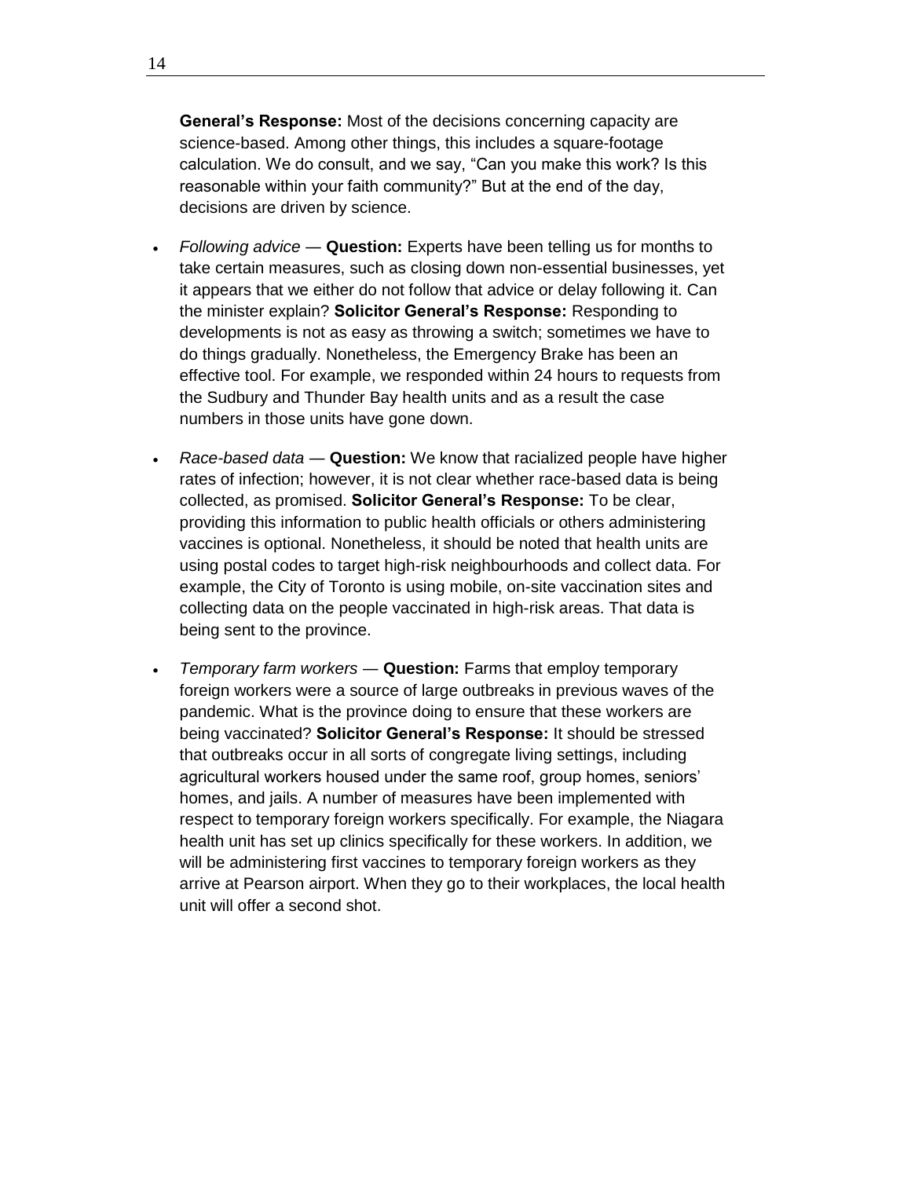**General's Response:** Most of the decisions concerning capacity are science-based. Among other things, this includes a square-footage calculation. We do consult, and we say, "Can you make this work? Is this reasonable within your faith community?" But at the end of the day, decisions are driven by science.

- *Following advice* — **Question:** Experts have been telling us for months to take certain measures, such as closing down non-essential businesses, yet it appears that we either do not follow that advice or delay following it. Can the minister explain? **Solicitor General's Response:** Responding to developments is not as easy as throwing a switch; sometimes we have to do things gradually. Nonetheless, the Emergency Brake has been an effective tool. For example, we responded within 24 hours to requests from the Sudbury and Thunder Bay health units and as a result the case numbers in those units have gone down.

- *Race-based data* — **Question:** We know that racialized people have higher rates of infection; however, it is not clear whether race-based data is being collected, as promised. **Solicitor General's Response:** To be clear, providing this information to public health officials or others administering vaccines is optional. Nonetheless, it should be noted that health units are using postal codes to target high-risk neighbourhoods and collect data. For example, the City of Toronto is using mobile, on-site vaccination sites and collecting data on the people vaccinated in high-risk areas. That data is being sent to the province.

- *Temporary farm workers* — **Question:** Farms that employ temporary foreign workers were a source of large outbreaks in previous waves of the pandemic. What is the province doing to ensure that these workers are being vaccinated? **Solicitor General's Response:** It should be stressed that outbreaks occur in all sorts of congregate living settings, including agricultural workers housed under the same roof, group homes, seniors' homes, and jails. A number of measures have been implemented with respect to temporary foreign workers specifically. For example, the Niagara health unit has set up clinics specifically for these workers. In addition, we will be administering first vaccines to temporary foreign workers as they arrive at Pearson airport. When they go to their workplaces, the local health unit will offer a second shot.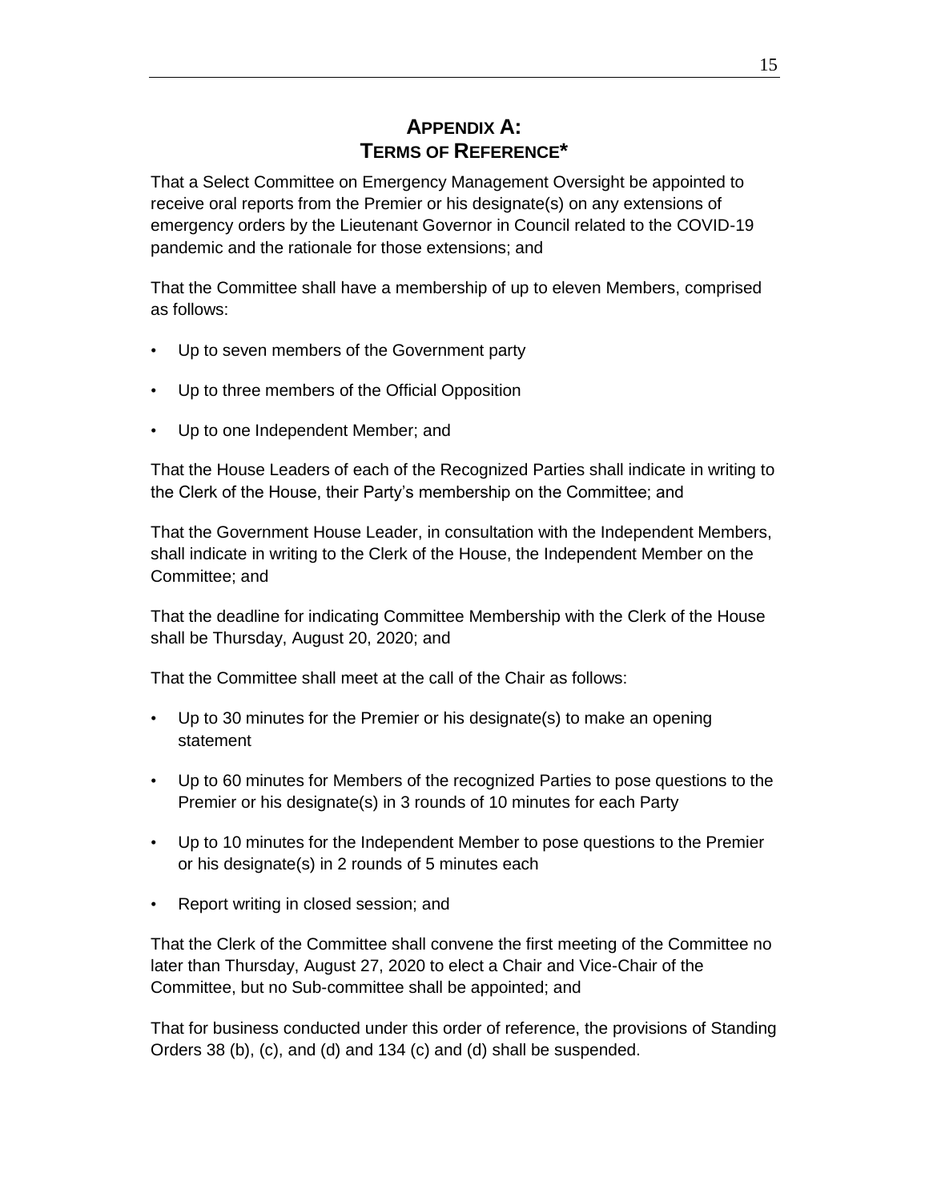# APPENDIX A: TERMS OF REFERENCE*

That a Select Committee on Emergency Management Oversight be appointed to receive oral reports from the Premier or his designate(s) on any extensions of emergency orders by the Lieutenant Governor in Council related to the COVID-19 pandemic and the rationale for those extensions; and

That the Committee shall have a membership of up to eleven Members, comprised as follows:

- Up to seven members of the Government party
- Up to three members of the Official Opposition
- Up to one Independent Member; and

That the House Leaders of each of the Recognized Parties shall indicate in writing to the Clerk of the House, their Party's membership on the Committee; and

That the Government House Leader, in consultation with the Independent Members, shall indicate in writing to the Clerk of the House, the Independent Member on the Committee; and

That the deadline for indicating Committee Membership with the Clerk of the House shall be Thursday, August 20, 2020; and

That the Committee shall meet at the call of the Chair as follows:

- Up to 30 minutes for the Premier or his designate(s) to make an opening statement
- Up to 60 minutes for Members of the recognized Parties to pose questions to the Premier or his designate(s) in 3 rounds of 10 minutes for each Party
- Up to 10 minutes for the Independent Member to pose questions to the Premier or his designate(s) in 2 rounds of 5 minutes each
- Report writing in closed session; and

That the Clerk of the Committee shall convene the first meeting of the Committee no later than Thursday, August 27, 2020 to elect a Chair and Vice-Chair of the Committee, but no Sub-committee shall be appointed; and

That for business conducted under this order of reference, the provisions of Standing Orders 38 (b), (c), and (d) and 134 (c) and (d) shall be suspended.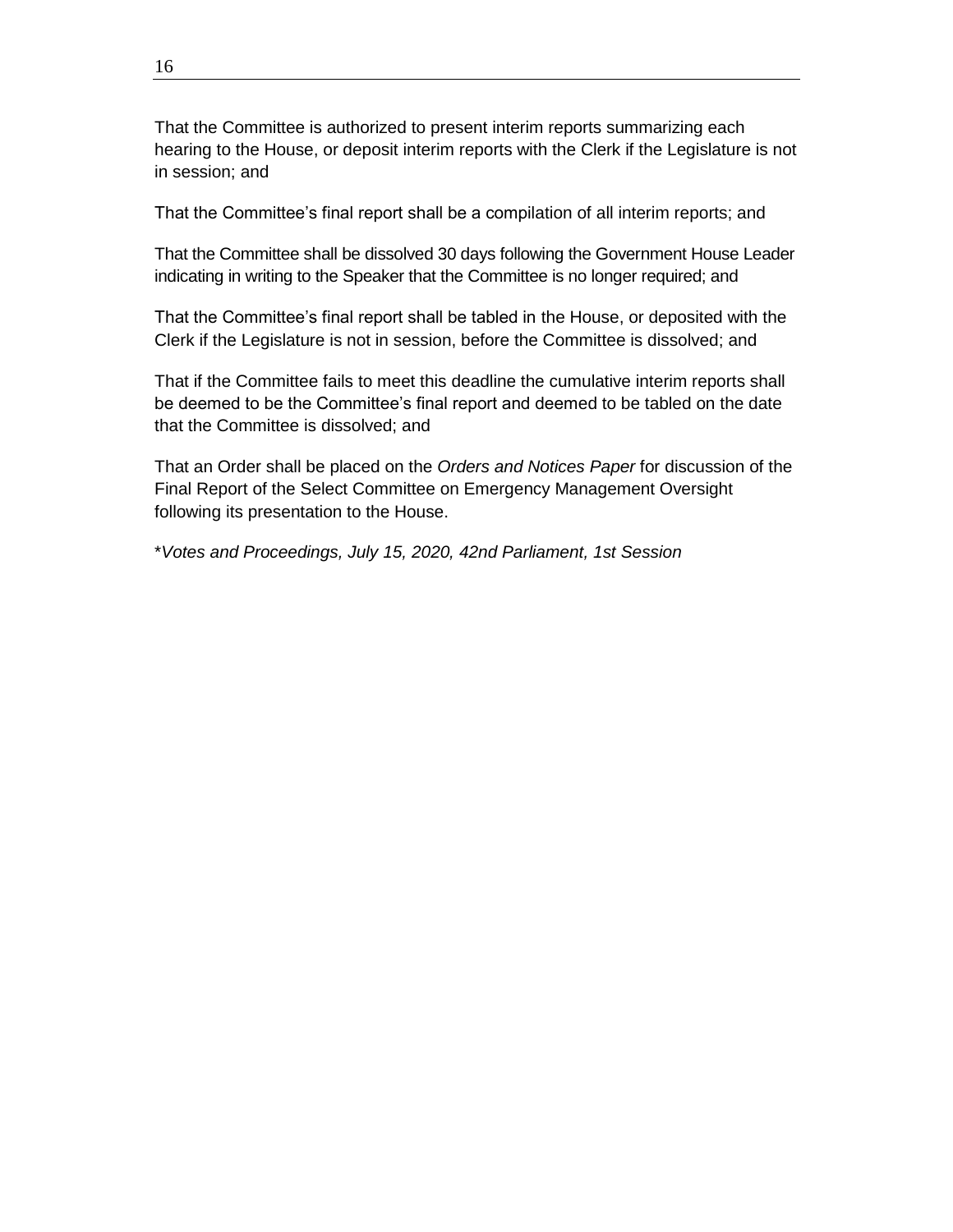That the Committee is authorized to present interim reports summarizing each hearing to the House, or deposit interim reports with the Clerk if the Legislature is not in session; and

That the Committee's final report shall be a compilation of all interim reports; and

That the Committee shall be dissolved 30 days following the Government House Leader indicating in writing to the Speaker that the Committee is no longer required; and

That the Committee's final report shall be tabled in the House, or deposited with the Clerk if the Legislature is not in session, before the Committee is dissolved; and

That if the Committee fails to meet this deadline the cumulative interim reports shall be deemed to be the Committee's final report and deemed to be tabled on the date that the Committee is dissolved; and

That an Order shall be placed on the *Orders and Notices Paper* for discussion of the Final Report of the Select Committee on Emergency Management Oversight following its presentation to the House.

*\*Votes and Proceedings, July 15, 2020, 42nd Parliament, 1st Session*